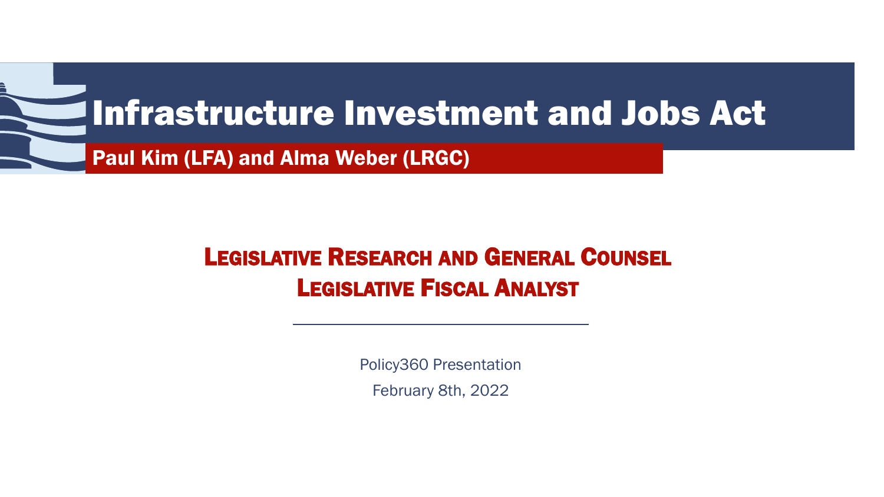# Infrastructure Investment and Jobs Act

**Paul Kim (LFA) and Alma Weber (LRGC)**

## Legislative Research and General Counsel

## Legislative Fiscal Analyst

---

Policy360 Presentation

February 8th, 2022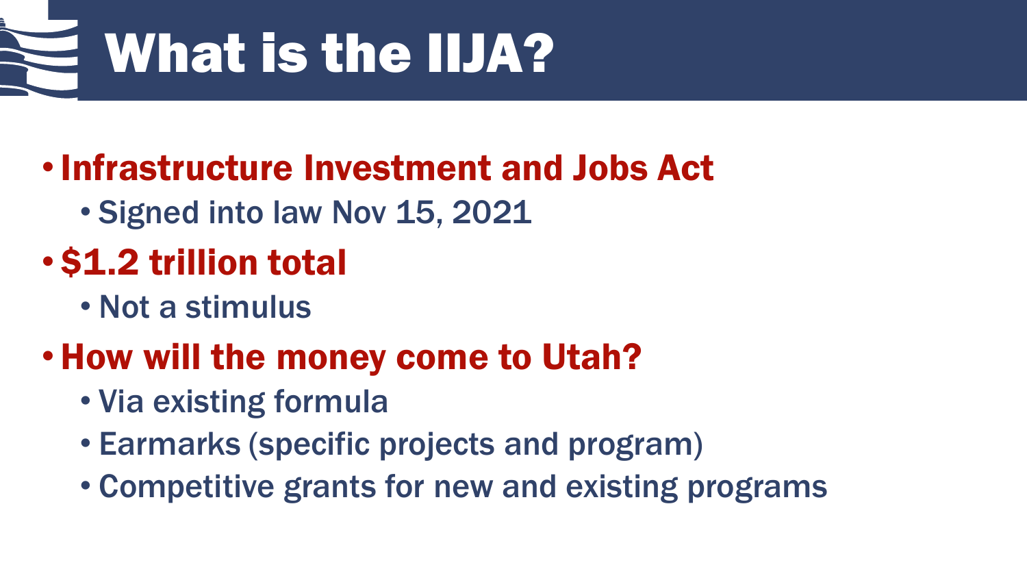# What is the IIJA?

- **Infrastructure Investment and Jobs Act**
  - Signed into law Nov 15, 2021
- **$1.2 trillion total**
  - Not a stimulus
- **How will the money come to Utah?**
  - Via existing formula
  - Earmarks (specific projects and program)
  - Competitive grants for new and existing programs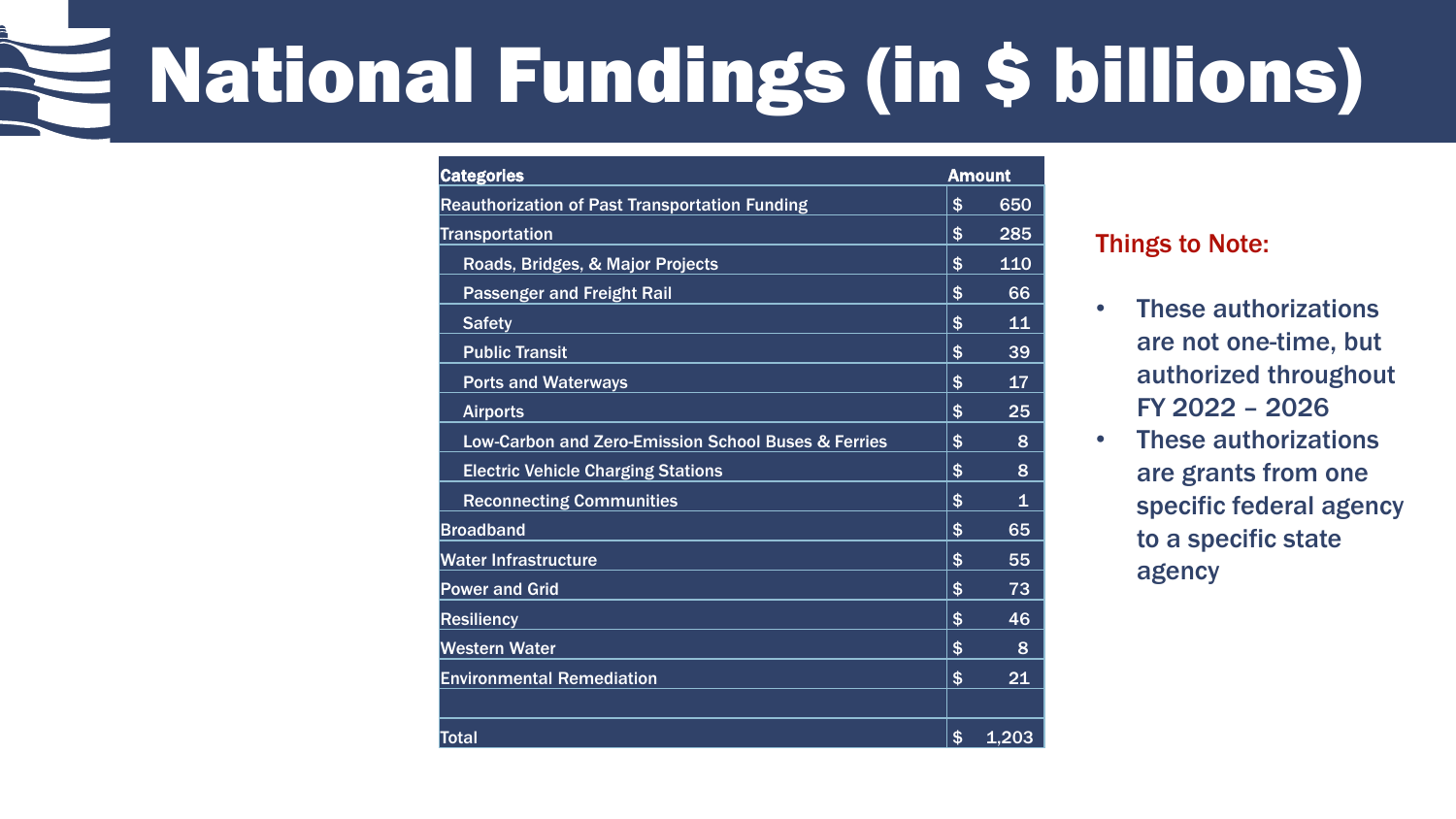# National Fundings (in $ billions)

| Categories | Amount |
|---|---|
| Reauthorization of Past Transportation Funding | $ 650 |
| Transportation | $ 285 |
| Roads, Bridges, & Major Projects | $ 110 |
| Passenger and Freight Rail | $ 66 |
| Safety | $ 11 |
| Public Transit | $ 39 |
| Ports and Waterways | $ 17 |
| Airports | $ 25 |
| Low-Carbon and Zero-Emission School Buses & Ferries | $ 8 |
| Electric Vehicle Charging Stations | $ 8 |
| Reconnecting Communities | $ 1 |
| Broadband | $ 65 |
| Water Infrastructure | $ 55 |
| Power and Grid | $ 73 |
| Resiliency | $ 46 |
| Western Water | $ 8 |
| Environmental Remediation | $ 21 |
| | |
| Total | $ 1,203 |

Things to Note:

- These authorizations are not one-time, but authorized throughout FY 2022 – 2026
- These authorizations are grants from one specific federal agency to a specific state agency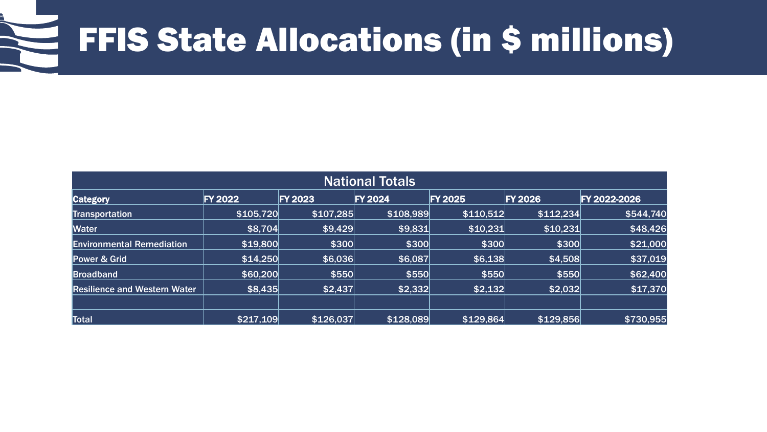# FFIS State Allocations (in $ millions)

| National Totals | | | | | | |
|---|---|---|---|---|---|---|
| **Category** | **FY 2022** | **FY 2023** | **FY 2024** | **FY 2025** | **FY 2026** | **FY 2022-2026** |
| Transportation | $105,720 | $107,285 | $108,989 | $110,512 | $112,234 | $544,740 |
| Water | $8,704 | $9,429 | $9,831 | $10,231 | $10,231 | $48,426 |
| Environmental Remediation | $19,800 | $300 | $300 | $300 | $300 | $21,000 |
| Power & Grid | $14,250 | $6,036 | $6,087 | $6,138 | $4,508 | $37,019 |
| Broadband | $60,200 | $550 | $550 | $550 | $550 | $62,400 |
| Resilience and Western Water | $8,435 | $2,437 | $2,332 | $2,132 | $2,032 | $17,370 |
| | | | | | | |
| Total | $217,109 | $126,037 | $128,089 | $129,864 | $129,856 | $730,955 |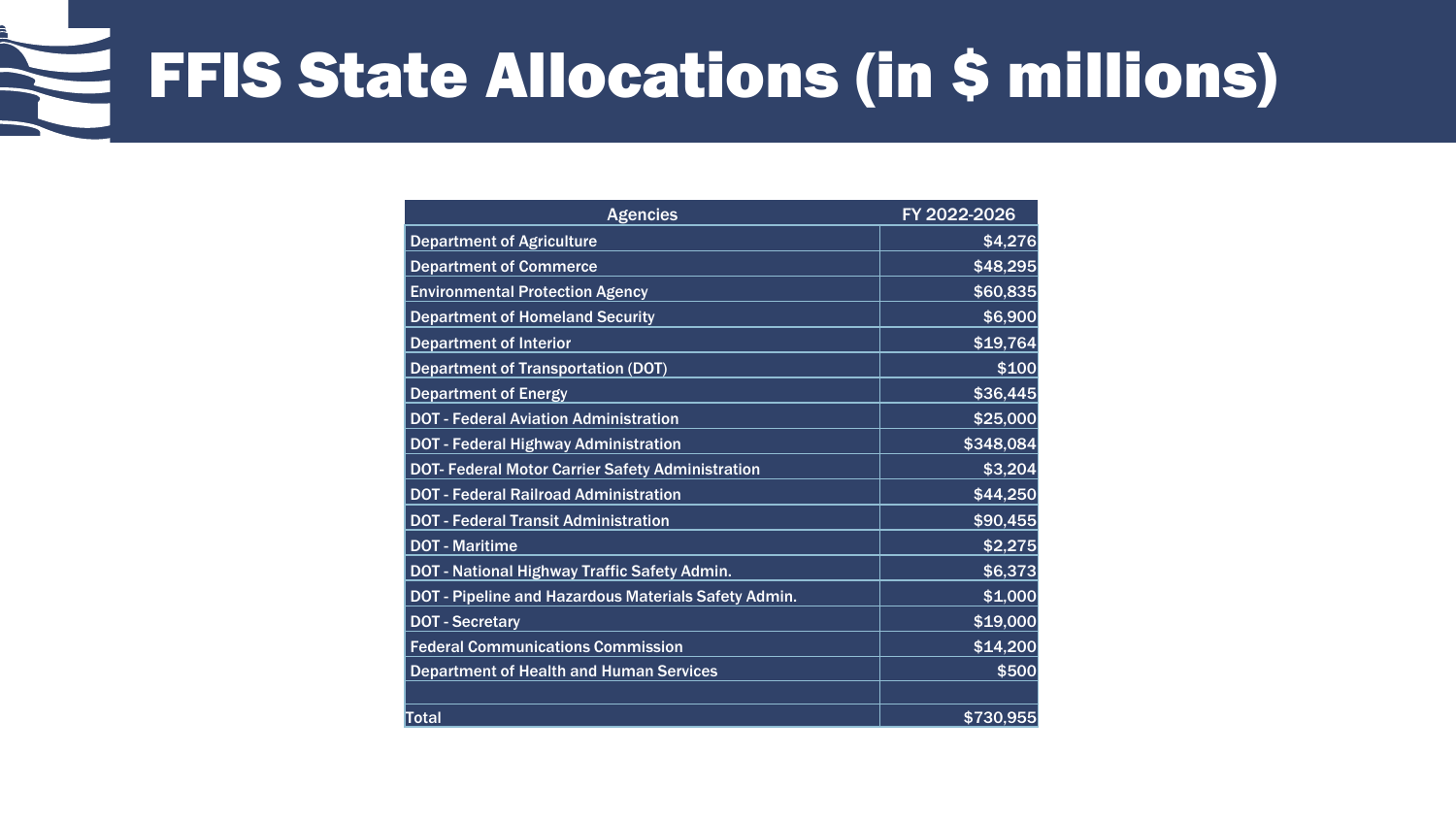# FFIS State Allocations (in $ millions)

| Agencies | FY 2022-2026 |
|---|---|
| Department of Agriculture | $4,276 |
| Department of Commerce | $48,295 |
| Environmental Protection Agency | $60,835 |
| Department of Homeland Security | $6,900 |
| Department of Interior | $19,764 |
| Department of Transportation (DOT) | $100 |
| Department of Energy | $36,445 |
| DOT - Federal Aviation Administration | $25,000 |
| DOT - Federal Highway Administration | $348,084 |
| DOT- Federal Motor Carrier Safety Administration | $3,204 |
| DOT - Federal Railroad Administration | $44,250 |
| DOT - Federal Transit Administration | $90,455 |
| DOT - Maritime | $2,275 |
| DOT - National Highway Traffic Safety Admin. | $6,373 |
| DOT - Pipeline and Hazardous Materials Safety Admin. | $1,000 |
| DOT - Secretary | $19,000 |
| Federal Communications Commission | $14,200 |
| Department of Health and Human Services | $500 |
| | |
| Total | $730,955 |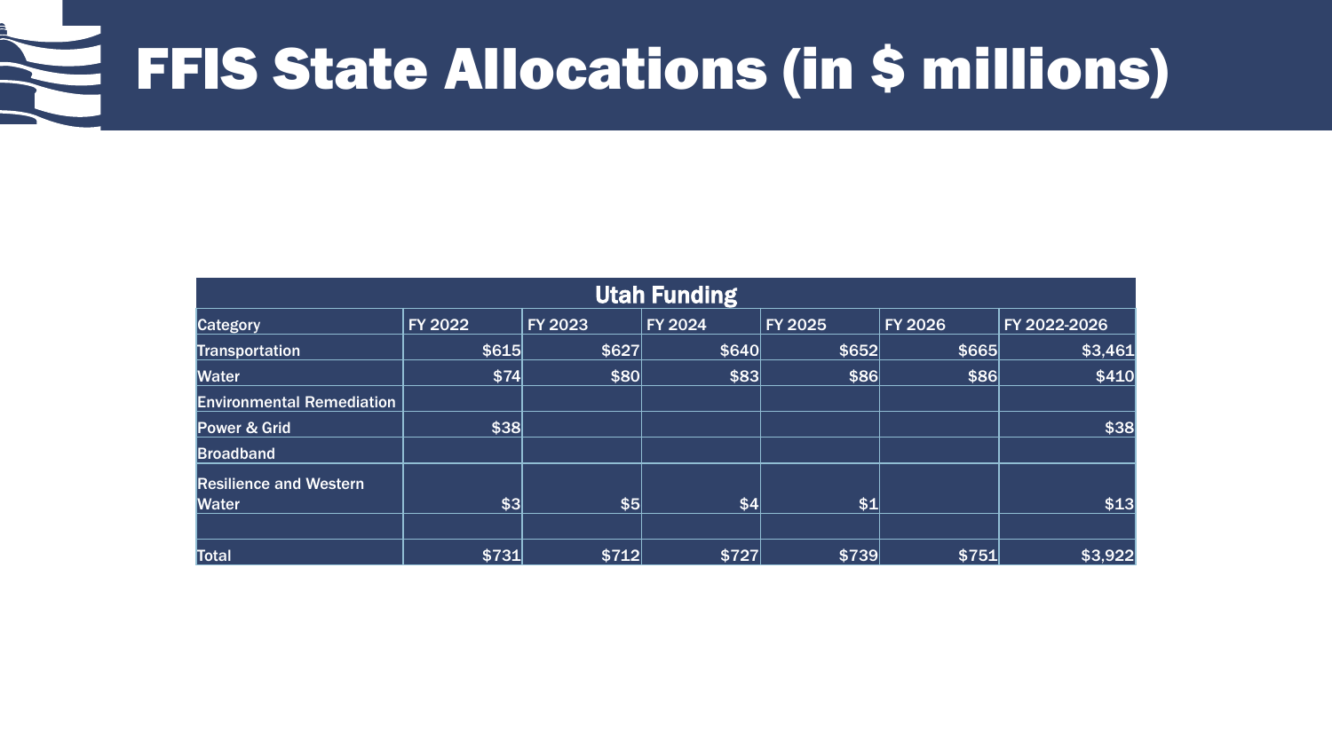# FFIS State Allocations (in $ millions)

| Utah Funding | | | | | | |
|---|---|---|---|---|---|---|
| Category | FY 2022 | FY 2023 | FY 2024 | FY 2025 | FY 2026 | FY 2022-2026 |
| Transportation | $615 | $627 | $640 | $652 | $665 | $3,461 |
| Water | $74 | $80 | $83 | $86 | $86 | $410 |
| Environmental Remediation | | | | | | |
| Power & Grid | $38 | | | | | $38 |
| Broadband | | | | | | |
| Resilience and Western Water | $3 | $5 | $4 | $1 | | $13 |
| | | | | | | |
| Total | $731 | $712 | $727 | $739 | $751 | $3,922 |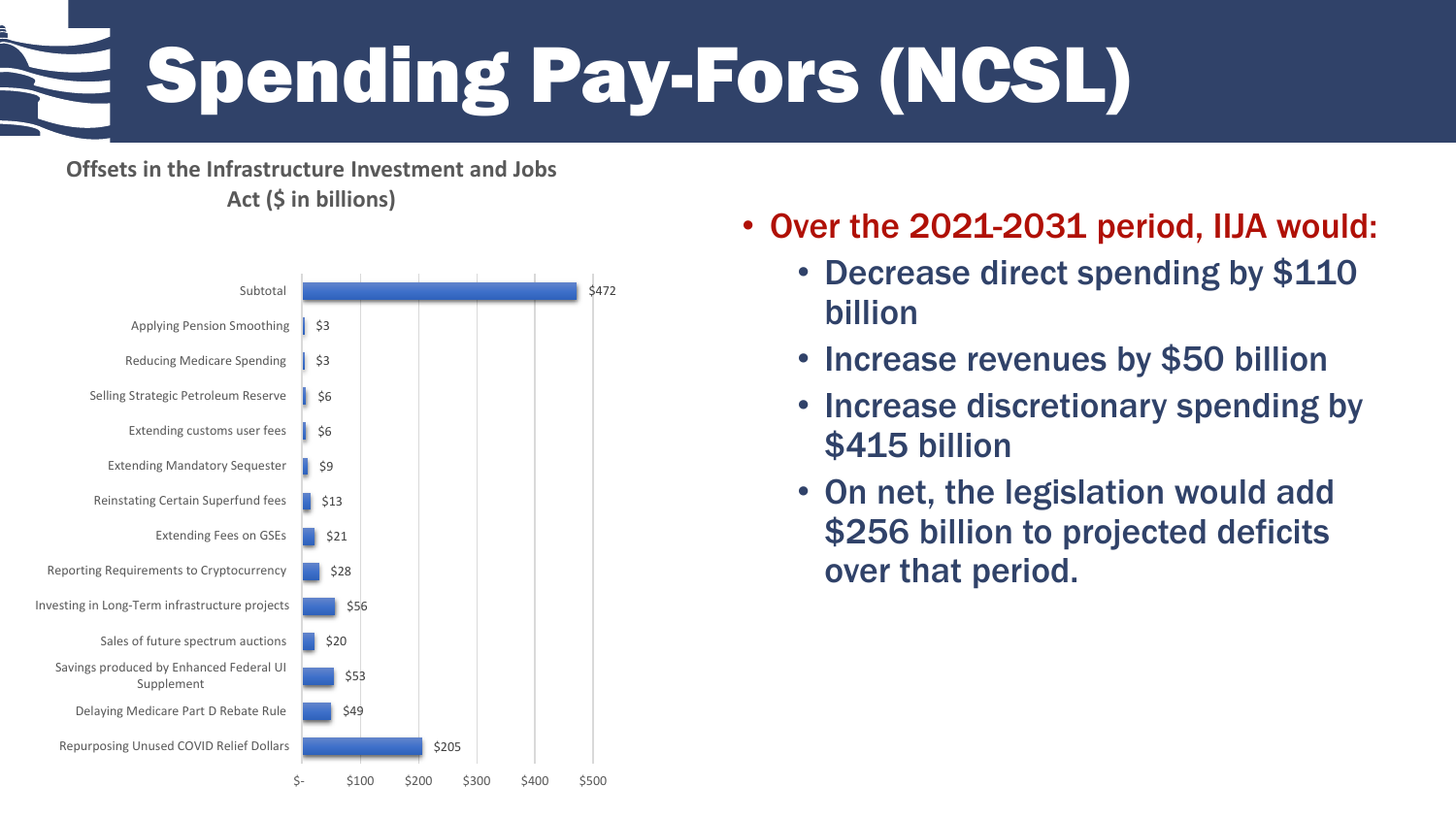# Spending Pay-Fors (NCSL)

**Offsets in the Infrastructure Investment and Jobs Act ($ in billions)**

| Offset | $ in billions |
|---|---|
| Subtotal | $472 |
| Applying Pension Smoothing | $3 |
| Reducing Medicare Spending | $3 |
| Selling Strategic Petroleum Reserve | $6 |
| Extending customs user fees | $6 |
| Extending Mandatory Sequester | $9 |
| Reinstating Certain Superfund fees | $13 |
| Extending Fees on GSEs | $21 |
| Reporting Requirements to Cryptocurrency | $28 |
| Investing in Long-Term infrastructure projects | $56 |
| Sales of future spectrum auctions | $20 |
| Savings produced by Enhanced Federal UI Supplement | $53 |
| Delaying Medicare Part D Rebate Rule | $49 |
| Repurposing Unused COVID Relief Dollars | $205 |

- Over the 2021-2031 period, IIJA would:
  - Decrease direct spending by $110 billion
  - Increase revenues by $50 billion
  - Increase discretionary spending by $415 billion
  - On net, the legislation would add $256 billion to projected deficits over that period.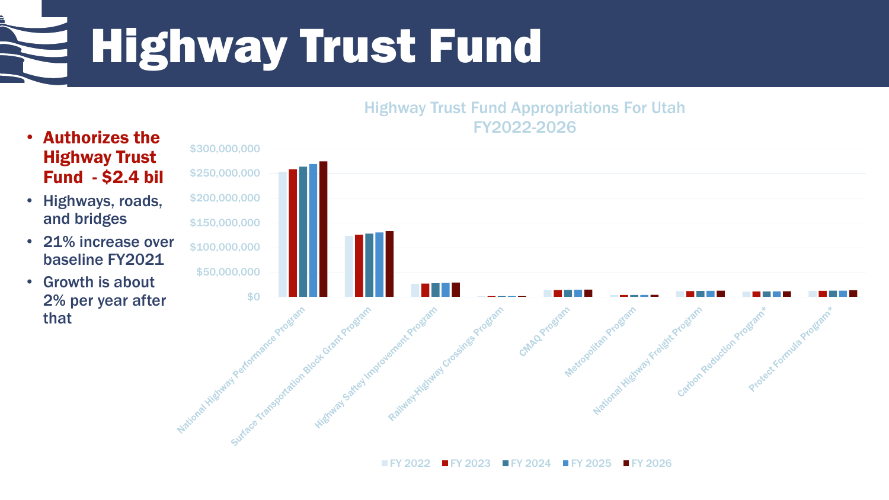# Highway Trust Fund

- **Authorizes the Highway Trust Fund - $2.4 bil**
- Highways, roads, and bridges
- 21% increase over baseline FY2021
- Growth is about 2% per year after that

Highway Trust Fund Appropriations For Utah FY2022-2026

$300,000,000
$250,000,000
$200,000,000
$150,000,000
$100,000,000
$50,000,000
$0

National Highway Performance Program
Surface Transportation Block Grant Program
Highway Saftey Improvement Program
Railway-Highway Crossings Program
CMAQ Program
Metropolitan Program
National Highway Freight Program
Carbon Reduction Program*
Protect Formula Program*

FY 2022 FY 2023 FY 2024 FY 2025 FY 2026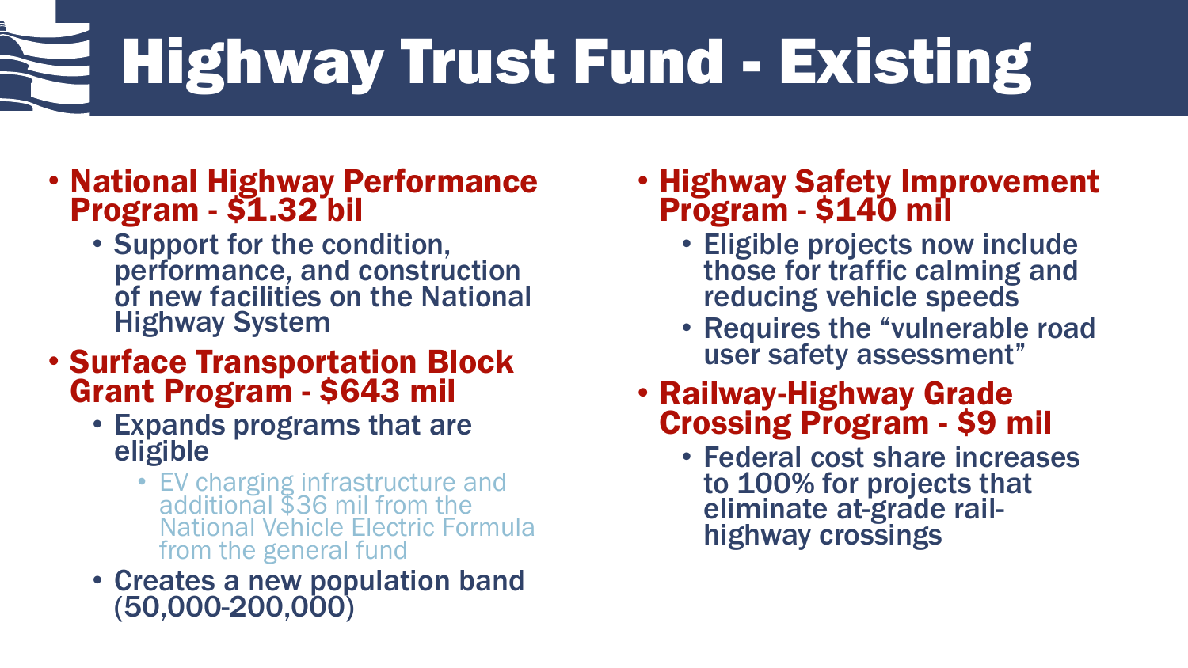# Highway Trust Fund - Existing

- **National Highway Performance Program - $1.32 bil**
  - Support for the condition, performance, and construction of new facilities on the National Highway System
- **Surface Transportation Block Grant Program - $643 mil**
  - Expands programs that are eligible
    - EV charging infrastructure and additional $36 mil from the National Vehicle Electric Formula from the general fund
  - Creates a new population band (50,000-200,000)
- **Highway Safety Improvement Program - $140 mil**
  - Eligible projects now include those for traffic calming and reducing vehicle speeds
  - Requires the "vulnerable road user safety assessment"
- **Railway-Highway Grade Crossing Program - $9 mil**
  - Federal cost share increases to 100% for projects that eliminate at-grade rail-highway crossings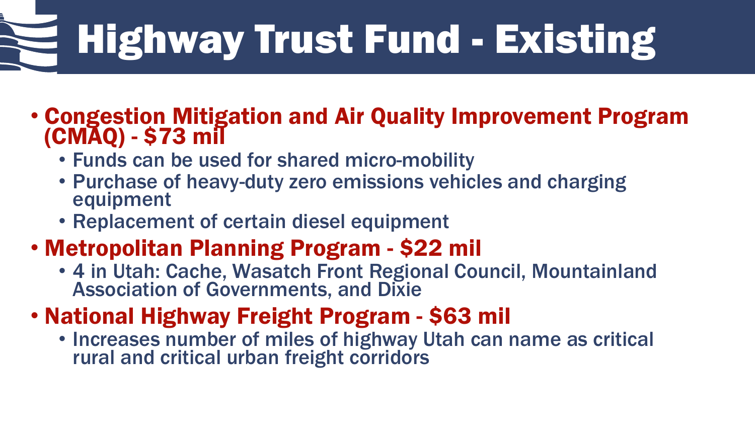# Highway Trust Fund - Existing

- **Congestion Mitigation and Air Quality Improvement Program (CMAQ) - $73 mil**
  - Funds can be used for shared micro-mobility
  - Purchase of heavy-duty zero emissions vehicles and charging equipment
  - Replacement of certain diesel equipment
- **Metropolitan Planning Program - $22 mil**
  - 4 in Utah: Cache, Wasatch Front Regional Council, Mountainland Association of Governments, and Dixie
- **National Highway Freight Program - $63 mil**
  - Increases number of miles of highway Utah can name as critical rural and critical urban freight corridors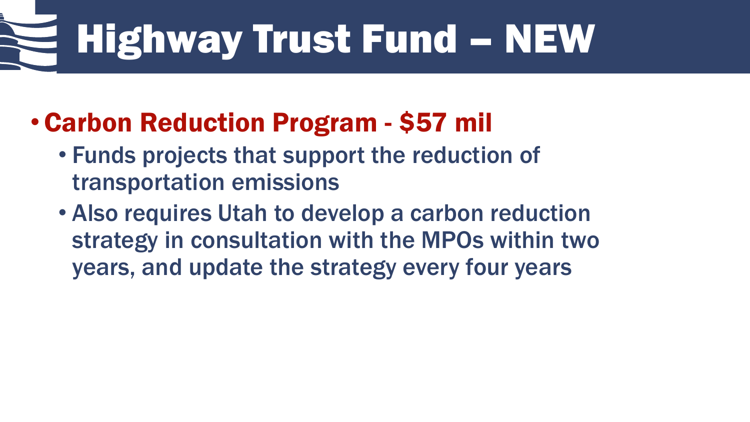# Highway Trust Fund – NEW

- **Carbon Reduction Program - $57 mil**
  - Funds projects that support the reduction of transportation emissions
  - Also requires Utah to develop a carbon reduction strategy in consultation with the MPOs within two years, and update the strategy every four years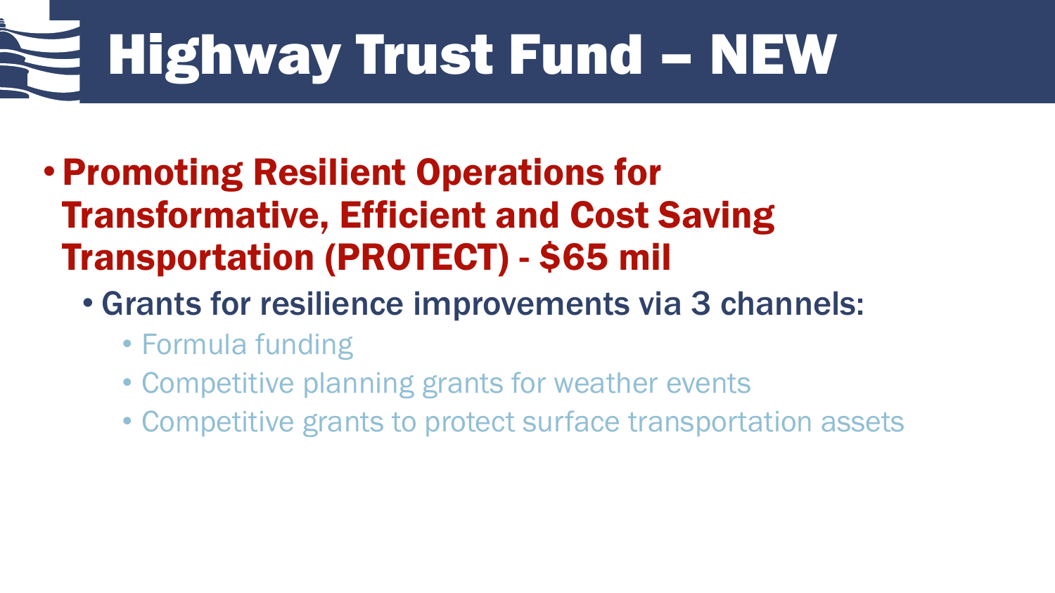# Highway Trust Fund – NEW

- **Promoting Resilient Operations for Transformative, Efficient and Cost Saving Transportation (PROTECT) - $65 mil**
  - Grants for resilience improvements via 3 channels:
    - Formula funding
    - Competitive planning grants for weather events
    - Competitive grants to protect surface transportation assets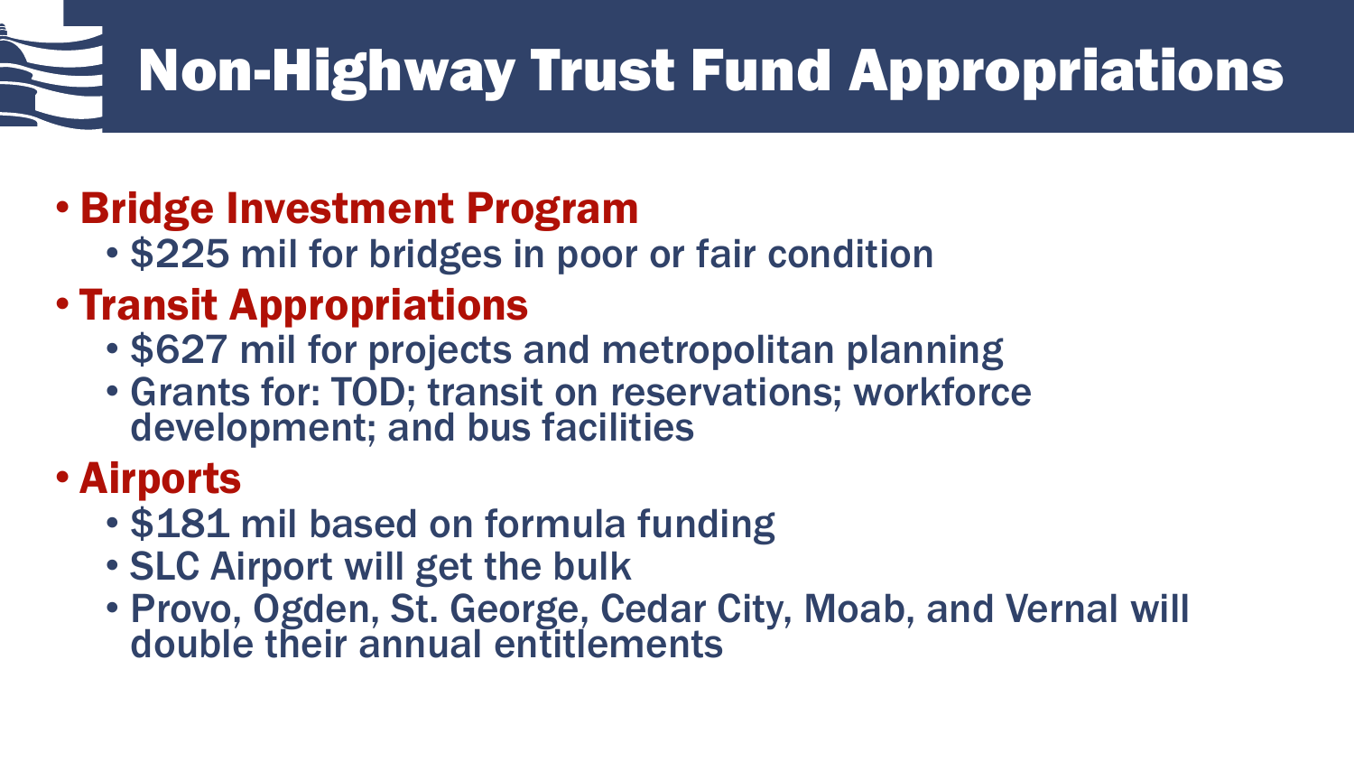# Non-Highway Trust Fund Appropriations

- **Bridge Investment Program**
  - $225 mil for bridges in poor or fair condition
- **Transit Appropriations**
  - $627 mil for projects and metropolitan planning
  - Grants for: TOD; transit on reservations; workforce development; and bus facilities
- **Airports**
  - $181 mil based on formula funding
  - SLC Airport will get the bulk
  - Provo, Ogden, St. George, Cedar City, Moab, and Vernal will double their annual entitlements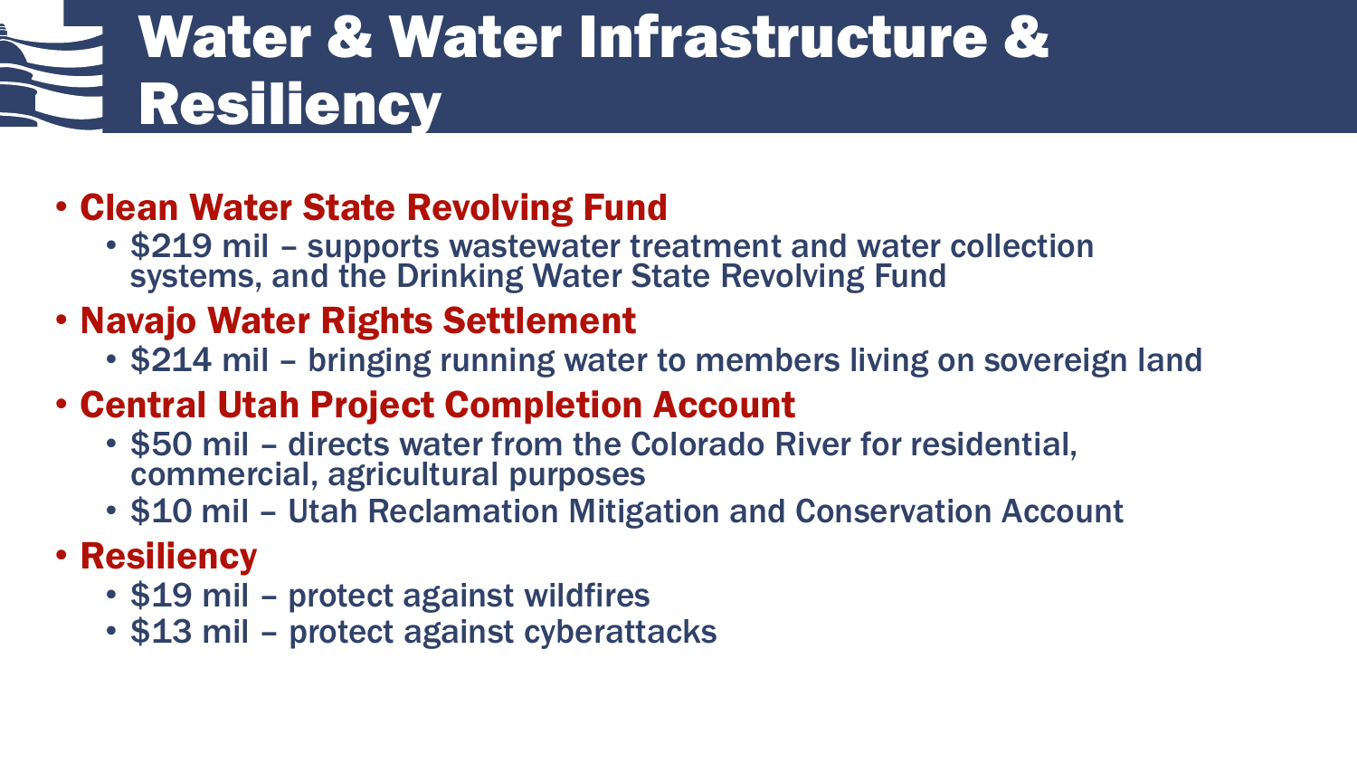# Water & Water Infrastructure & Resiliency

- **Clean Water State Revolving Fund**
  - $219 mil – supports wastewater treatment and water collection systems, and the Drinking Water State Revolving Fund
- **Navajo Water Rights Settlement**
  - $214 mil – bringing running water to members living on sovereign land
- **Central Utah Project Completion Account**
  - $50 mil – directs water from the Colorado River for residential, commercial, agricultural purposes
  - $10 mil – Utah Reclamation Mitigation and Conservation Account
- **Resiliency**
  - $19 mil – protect against wildfires
  - $13 mil – protect against cyberattacks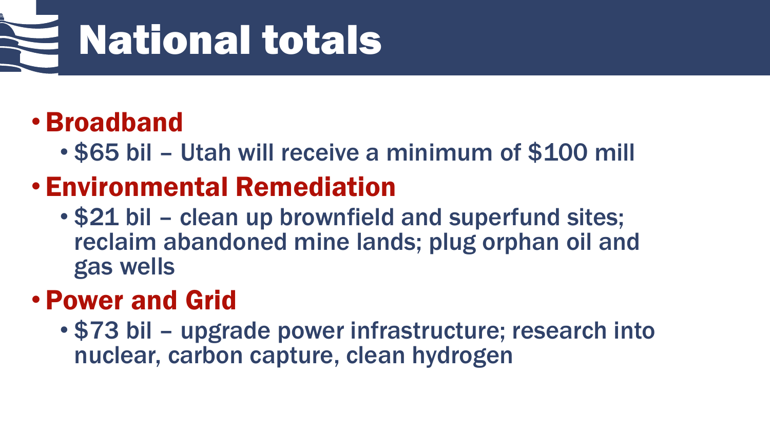# National totals

- **Broadband**
  - $65 bil – Utah will receive a minimum of $100 mill
- **Environmental Remediation**
  - $21 bil – clean up brownfield and superfund sites; reclaim abandoned mine lands; plug orphan oil and gas wells
- **Power and Grid**
  - $73 bil – upgrade power infrastructure; research into nuclear, carbon capture, clean hydrogen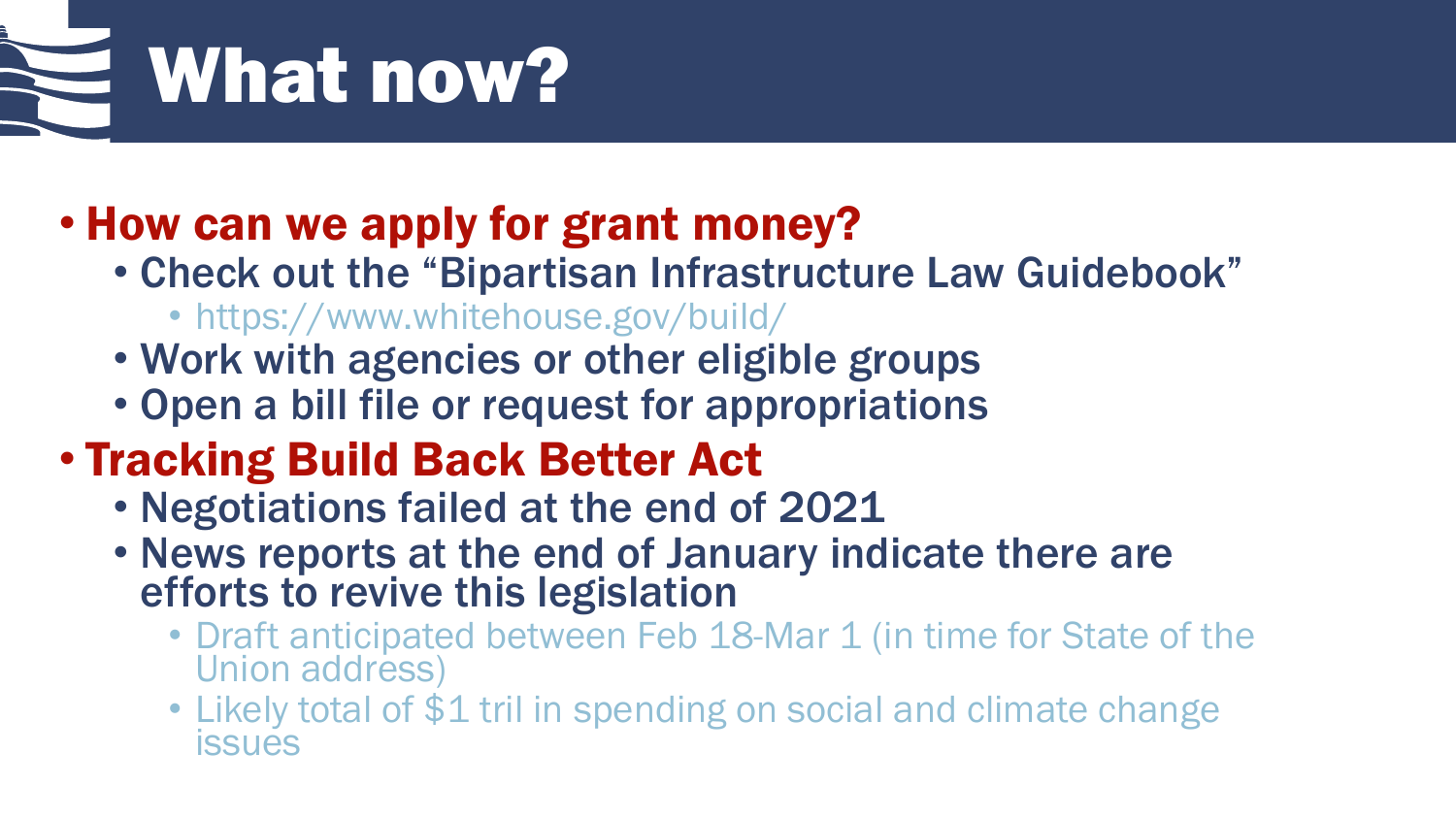# What now?

- **How can we apply for grant money?**
  - Check out the "Bipartisan Infrastructure Law Guidebook"
    - https://www.whitehouse.gov/build/
  - Work with agencies or other eligible groups
  - Open a bill file or request for appropriations
- **Tracking Build Back Better Act**
  - Negotiations failed at the end of 2021
  - News reports at the end of January indicate there are efforts to revive this legislation
    - Draft anticipated between Feb 18-Mar 1 (in time for State of the Union address)
    - Likely total of $1 tril in spending on social and climate change issues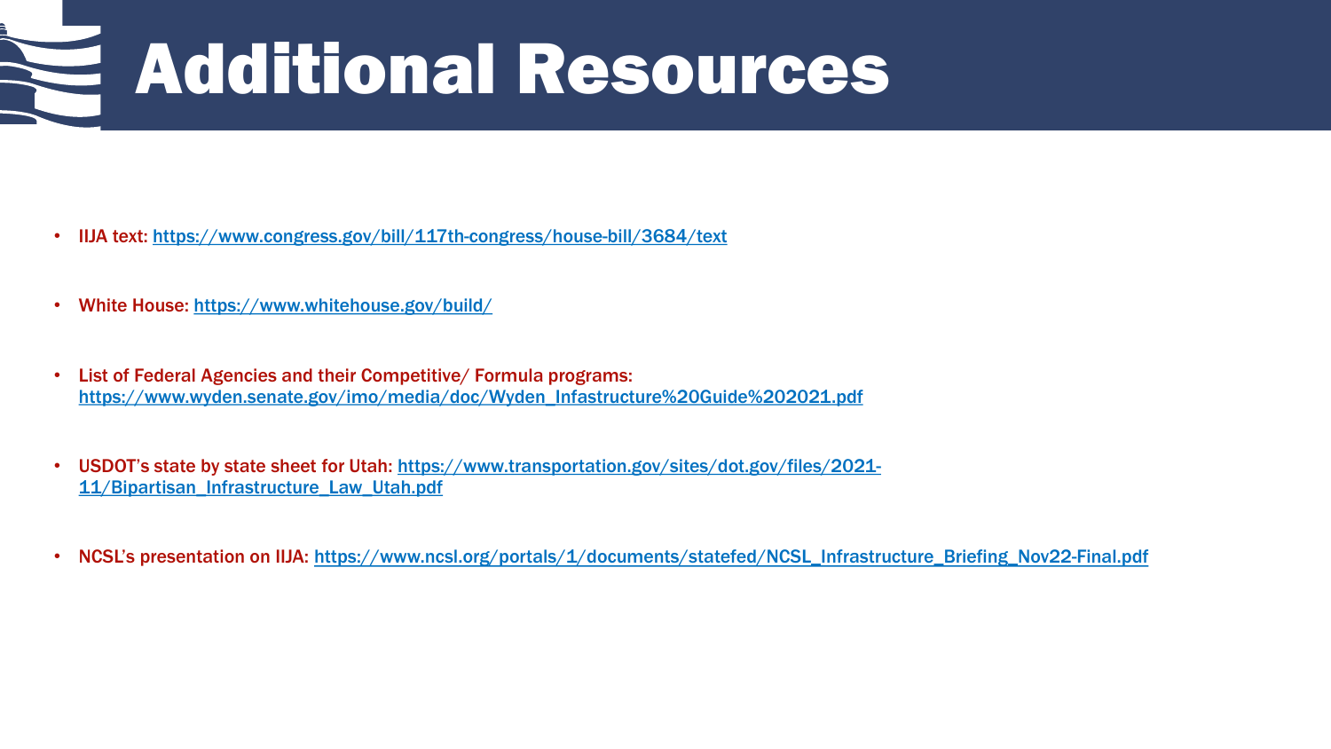# Additional Resources

- IIJA text: https://www.congress.gov/bill/117th-congress/house-bill/3684/text
- White House: https://www.whitehouse.gov/build/
- List of Federal Agencies and their Competitive/ Formula programs: https://www.wyden.senate.gov/imo/media/doc/Wyden_Infastructure%20Guide%202021.pdf
- USDOT's state by state sheet for Utah: https://www.transportation.gov/sites/dot.gov/files/2021-11/Bipartisan_Infrastructure_Law_Utah.pdf
- NCSL's presentation on IIJA: https://www.ncsl.org/portals/1/documents/statefed/NCSL_Infrastructure_Briefing_Nov22-Final.pdf